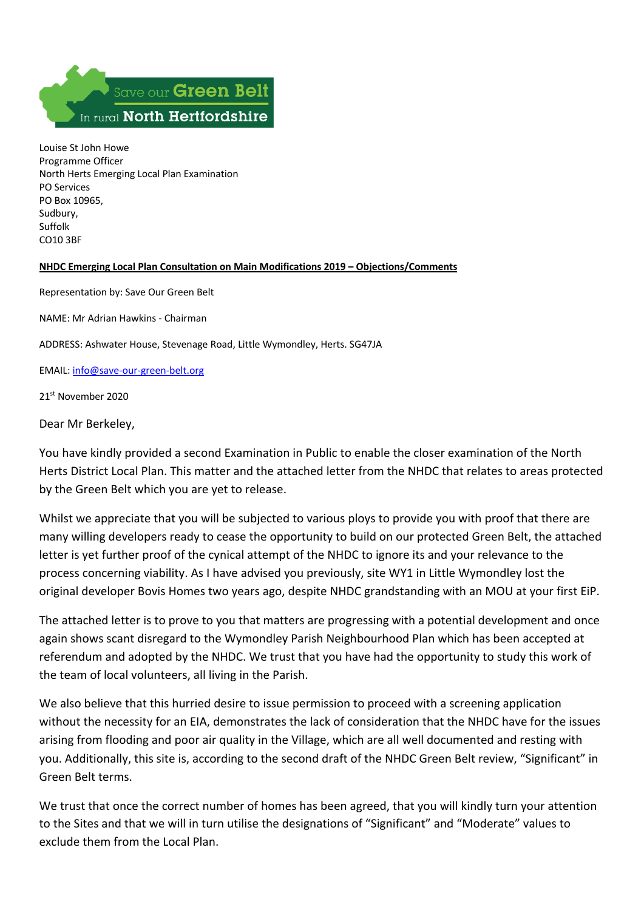Save our **Green Belt**
In rural **North Hertfordshire**

Louise St John Howe
Programme Officer
North Herts Emerging Local Plan Examination
PO Services
PO Box 10965,
Sudbury,
Suffolk
CO10 3BF

**NHDC Emerging Local Plan Consultation on Main Modifications 2019 – Objections/Comments**

Representation by: Save Our Green Belt

NAME: Mr Adrian Hawkins - Chairman

ADDRESS: Ashwater House, Stevenage Road, Little Wymondley, Herts. SG47JA

EMAIL: info@save-our-green-belt.org

21st November 2020

Dear Mr Berkeley,

You have kindly provided a second Examination in Public to enable the closer examination of the North Herts District Local Plan. This matter and the attached letter from the NHDC that relates to areas protected by the Green Belt which you are yet to release.

Whilst we appreciate that you will be subjected to various ploys to provide you with proof that there are many willing developers ready to cease the opportunity to build on our protected Green Belt, the attached letter is yet further proof of the cynical attempt of the NHDC to ignore its and your relevance to the process concerning viability. As I have advised you previously, site WY1 in Little Wymondley lost the original developer Bovis Homes two years ago, despite NHDC grandstanding with an MOU at your first EiP.

The attached letter is to prove to you that matters are progressing with a potential development and once again shows scant disregard to the Wymondley Parish Neighbourhood Plan which has been accepted at referendum and adopted by the NHDC. We trust that you have had the opportunity to study this work of the team of local volunteers, all living in the Parish.

We also believe that this hurried desire to issue permission to proceed with a screening application without the necessity for an EIA, demonstrates the lack of consideration that the NHDC have for the issues arising from flooding and poor air quality in the Village, which are all well documented and resting with you. Additionally, this site is, according to the second draft of the NHDC Green Belt review, "Significant" in Green Belt terms.

We trust that once the correct number of homes has been agreed, that you will kindly turn your attention to the Sites and that we will in turn utilise the designations of "Significant" and "Moderate" values to exclude them from the Local Plan.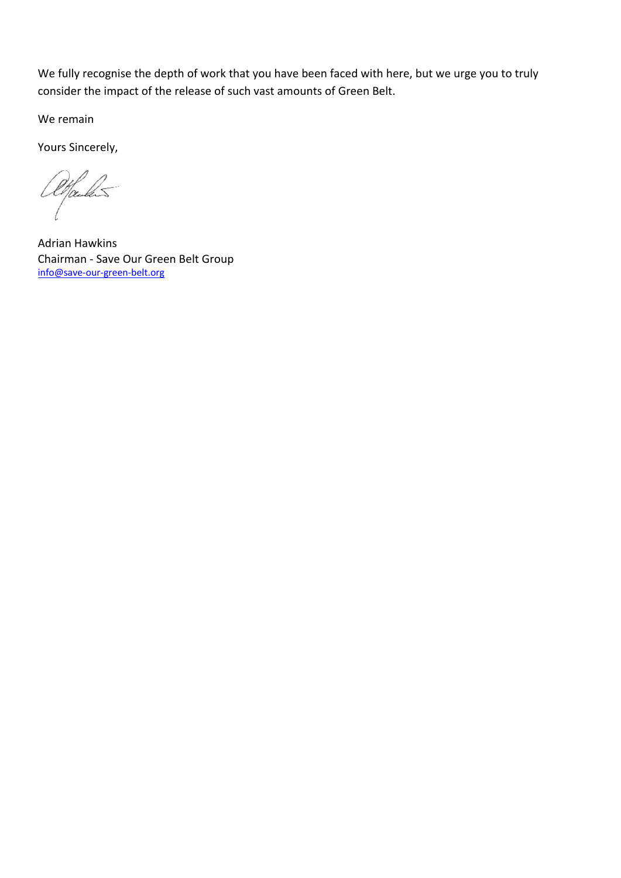We fully recognise the depth of work that you have been faced with here, but we urge you to truly consider the impact of the release of such vast amounts of Green Belt.

We remain

Yours Sincerely,

Adrian Hawkins
Chairman - Save Our Green Belt Group
info@save-our-green-belt.org